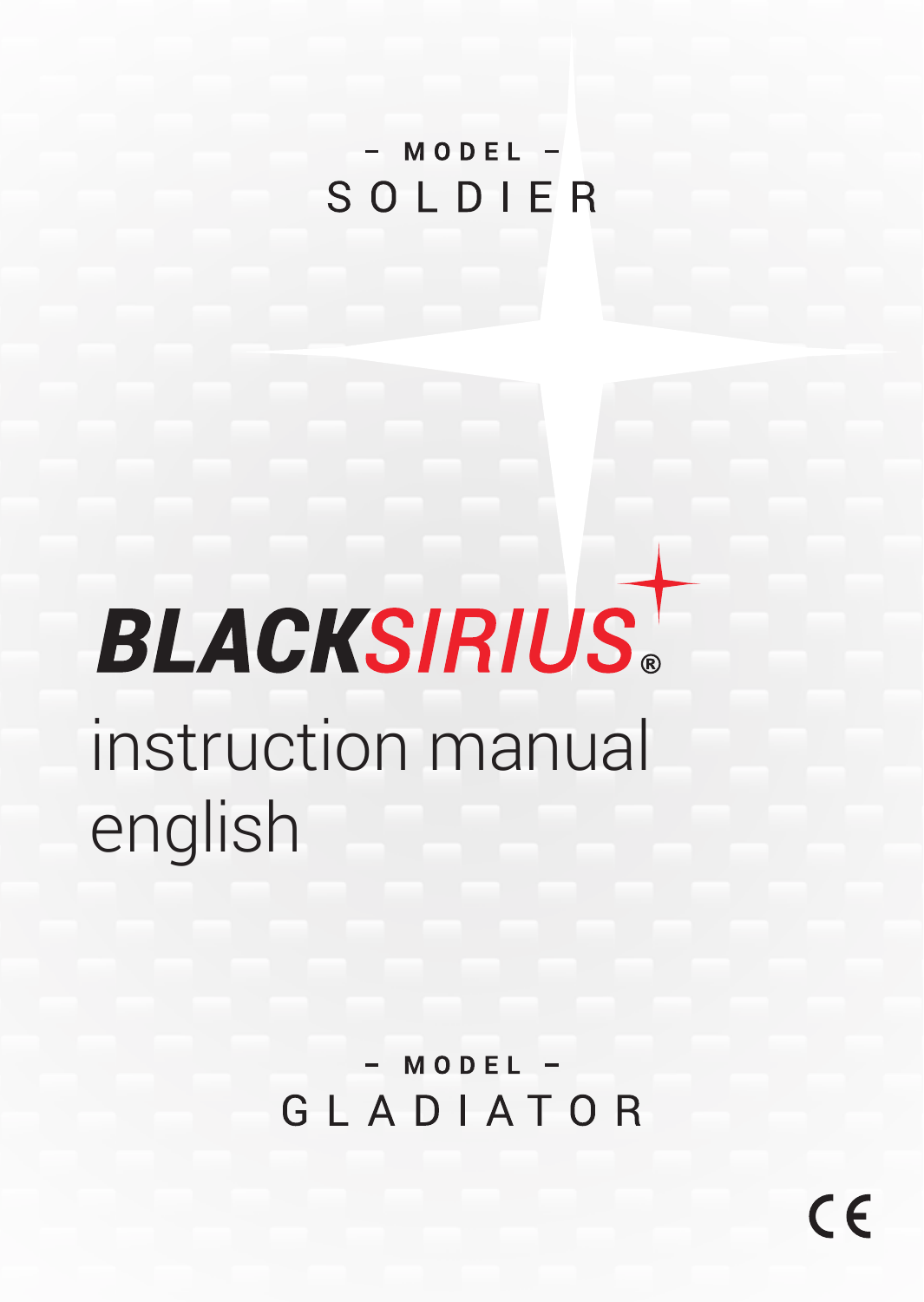– MODEL –

SOLDIER

# BLACKSIRIUS®

## instruction manual english

– MODEL –

GLADIATOR

CE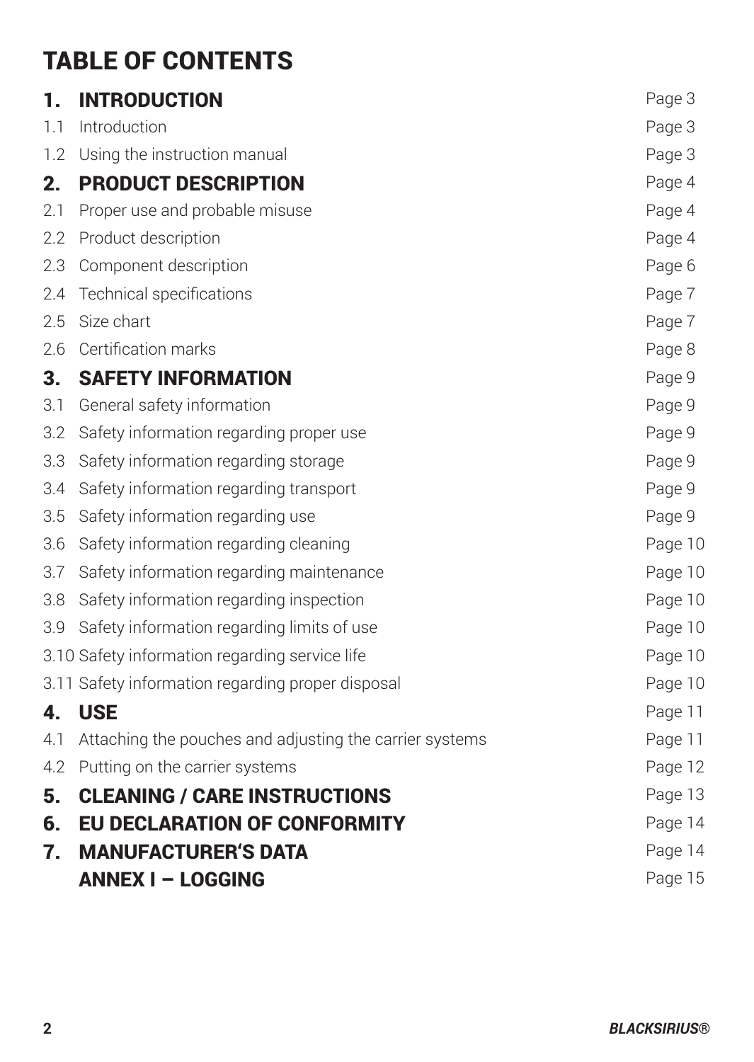# TABLE OF CONTENTS

| | | |
|---|---|---|
| **1.** | **INTRODUCTION** | Page 3 |
| 1.1 | Introduction | Page 3 |
| 1.2 | Using the instruction manual | Page 3 |
| **2.** | **PRODUCT DESCRIPTION** | Page 4 |
| 2.1 | Proper use and probable misuse | Page 4 |
| 2.2 | Product description | Page 4 |
| 2.3 | Component description | Page 6 |
| 2.4 | Technical specifications | Page 7 |
| 2.5 | Size chart | Page 7 |
| 2.6 | Certification marks | Page 8 |
| **3.** | **SAFETY INFORMATION** | Page 9 |
| 3.1 | General safety information | Page 9 |
| 3.2 | Safety information regarding proper use | Page 9 |
| 3.3 | Safety information regarding storage | Page 9 |
| 3.4 | Safety information regarding transport | Page 9 |
| 3.5 | Safety information regarding use | Page 9 |
| 3.6 | Safety information regarding cleaning | Page 10 |
| 3.7 | Safety information regarding maintenance | Page 10 |
| 3.8 | Safety information regarding inspection | Page 10 |
| 3.9 | Safety information regarding limits of use | Page 10 |
| 3.10 | Safety information regarding service life | Page 10 |
| 3.11 | Safety information regarding proper disposal | Page 10 |
| **4.** | **USE** | Page 11 |
| 4.1 | Attaching the pouches and adjusting the carrier systems | Page 11 |
| 4.2 | Putting on the carrier systems | Page 12 |
| **5.** | **CLEANING / CARE INSTRUCTIONS** | Page 13 |
| **6.** | **EU DECLARATION OF CONFORMITY** | Page 14 |
| **7.** | **MANUFACTURER'S DATA** | Page 14 |
| | **ANNEX I – LOGGING** | Page 15 |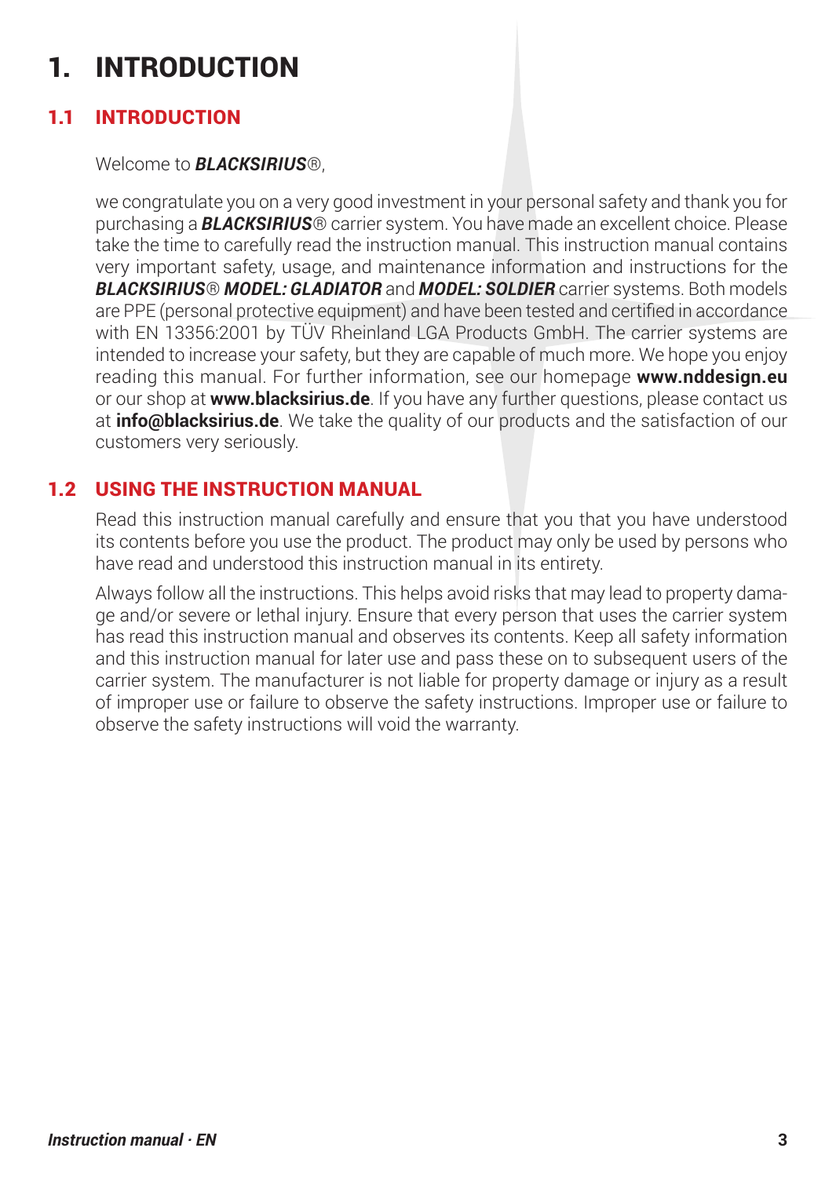# 1. INTRODUCTION

## 1.1 INTRODUCTION

Welcome to ***BLACKSIRIUS***®,

we congratulate you on a very good investment in your personal safety and thank you for purchasing a ***BLACKSIRIUS***® carrier system. You have made an excellent choice. Please take the time to carefully read the instruction manual. This instruction manual contains very important safety, usage, and maintenance information and instructions for the ***BLACKSIRIUS***® ***MODEL: GLADIATOR*** and ***MODEL: SOLDIER*** carrier systems. Both models are PPE (personal protective equipment) and have been tested and certified in accordance with EN 13356:2001 by TÜV Rheinland LGA Products GmbH. The carrier systems are intended to increase your safety, but they are capable of much more. We hope you enjoy reading this manual. For further information, see our homepage **www.nddesign.eu** or our shop at **www.blacksirius.de**. If you have any further questions, please contact us at **info@blacksirius.de**. We take the quality of our products and the satisfaction of our customers very seriously.

## 1.2 USING THE INSTRUCTION MANUAL

Read this instruction manual carefully and ensure that you that you have understood its contents before you use the product. The product may only be used by persons who have read and understood this instruction manual in its entirety.

Always follow all the instructions. This helps avoid risks that may lead to property damage and/or severe or lethal injury. Ensure that every person that uses the carrier system has read this instruction manual and observes its contents. Keep all safety information and this instruction manual for later use and pass these on to subsequent users of the carrier system. The manufacturer is not liable for property damage or injury as a result of improper use or failure to observe the safety instructions. Improper use or failure to observe the safety instructions will void the warranty.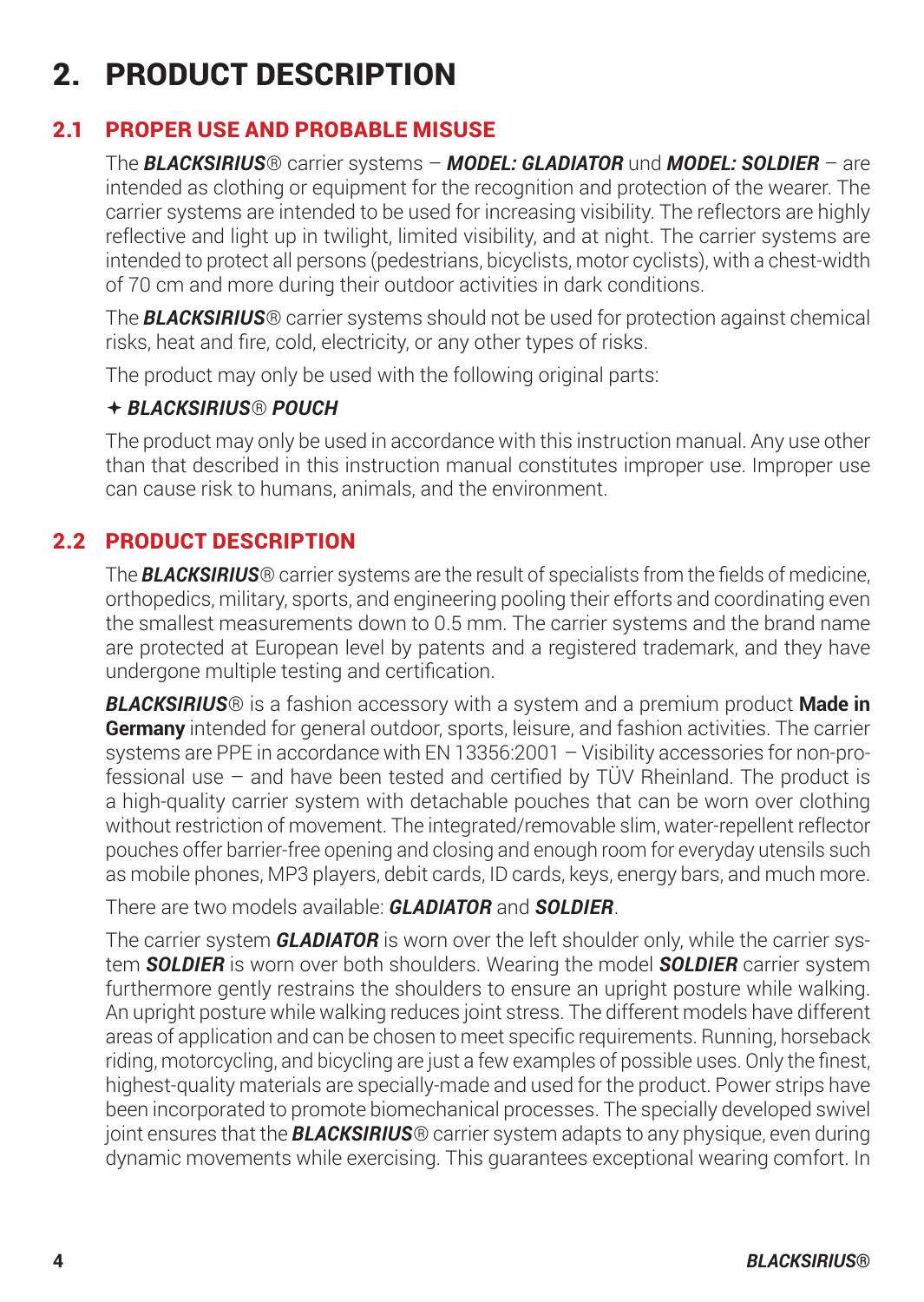# 2. PRODUCT DESCRIPTION

## 2.1 PROPER USE AND PROBABLE MISUSE

The ***BLACKSIRIUS***® carrier systems – ***MODEL: GLADIATOR*** und ***MODEL: SOLDIER*** – are intended as clothing or equipment for the recognition and protection of the wearer. The carrier systems are intended to be used for increasing visibility. The reflectors are highly reflective and light up in twilight, limited visibility, and at night. The carrier systems are intended to protect all persons (pedestrians, bicyclists, motor cyclists), with a chest-width of 70 cm and more during their outdoor activities in dark conditions.

The ***BLACKSIRIUS***® carrier systems should not be used for protection against chemical risks, heat and fire, cold, electricity, or any other types of risks.

The product may only be used with the following original parts:

✦ ***BLACKSIRIUS***® ***POUCH***

The product may only be used in accordance with this instruction manual. Any use other than that described in this instruction manual constitutes improper use. Improper use can cause risk to humans, animals, and the environment.

## 2.2 PRODUCT DESCRIPTION

The ***BLACKSIRIUS***® carrier systems are the result of specialists from the fields of medicine, orthopedics, military, sports, and engineering pooling their efforts and coordinating even the smallest measurements down to 0.5 mm. The carrier systems and the brand name are protected at European level by patents and a registered trademark, and they have undergone multiple testing and certification.

***BLACKSIRIUS***® is a fashion accessory with a system and a premium product **Made in Germany** intended for general outdoor, sports, leisure, and fashion activities. The carrier systems are PPE in accordance with EN 13356:2001 – Visibility accessories for non-professional use – and have been tested and certified by TÜV Rheinland. The product is a high-quality carrier system with detachable pouches that can be worn over clothing without restriction of movement. The integrated/removable slim, water-repellent reflector pouches offer barrier-free opening and closing and enough room for everyday utensils such as mobile phones, MP3 players, debit cards, ID cards, keys, energy bars, and much more.

There are two models available: ***GLADIATOR*** and ***SOLDIER***.

The carrier system ***GLADIATOR*** is worn over the left shoulder only, while the carrier system ***SOLDIER*** is worn over both shoulders. Wearing the model ***SOLDIER*** carrier system furthermore gently restrains the shoulders to ensure an upright posture while walking. An upright posture while walking reduces joint stress. The different models have different areas of application and can be chosen to meet specific requirements. Running, horseback riding, motorcycling, and bicycling are just a few examples of possible uses. Only the finest, highest-quality materials are specially-made and used for the product. Power strips have been incorporated to promote biomechanical processes. The specially developed swivel joint ensures that the ***BLACKSIRIUS***® carrier system adapts to any physique, even during dynamic movements while exercising. This guarantees exceptional wearing comfort. In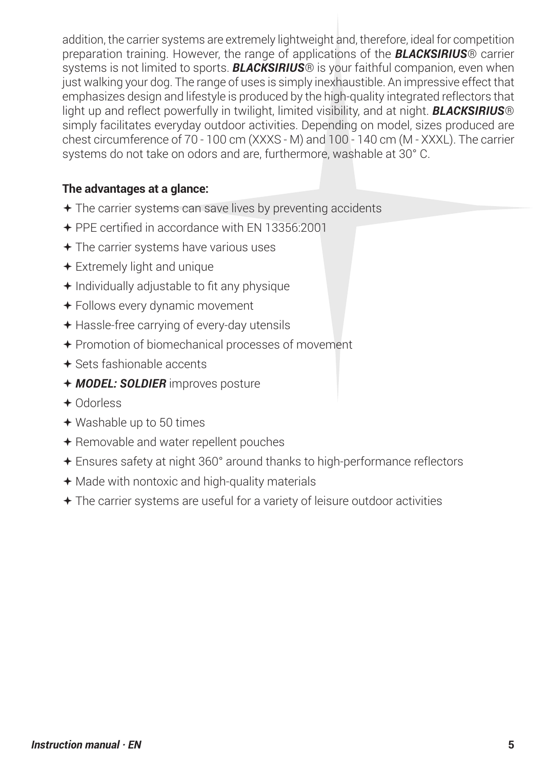addition, the carrier systems are extremely lightweight and, therefore, ideal for competition preparation training. However, the range of applications of the ***BLACKSIRIUS***® carrier systems is not limited to sports. ***BLACKSIRIUS***® is your faithful companion, even when just walking your dog. The range of uses is simply inexhaustible. An impressive effect that emphasizes design and lifestyle is produced by the high-quality integrated reflectors that light up and reflect powerfully in twilight, limited visibility, and at night. ***BLACKSIRIUS***® simply facilitates everyday outdoor activities. Depending on model, sizes produced are chest circumference of 70 - 100 cm (XXXS - M) and 100 - 140 cm (M - XXXL). The carrier systems do not take on odors and are, furthermore, washable at 30° C.

**The advantages at a glance:**

- The carrier systems can save lives by preventing accidents
- PPE certified in accordance with EN 13356:2001
- The carrier systems have various uses
- Extremely light and unique
- Individually adjustable to fit any physique
- Follows every dynamic movement
- Hassle-free carrying of every-day utensils
- Promotion of biomechanical processes of movement
- Sets fashionable accents
- ***MODEL: SOLDIER*** improves posture
- Odorless
- Washable up to 50 times
- Removable and water repellent pouches
- Ensures safety at night 360° around thanks to high-performance reflectors
- Made with nontoxic and high-quality materials
- The carrier systems are useful for a variety of leisure outdoor activities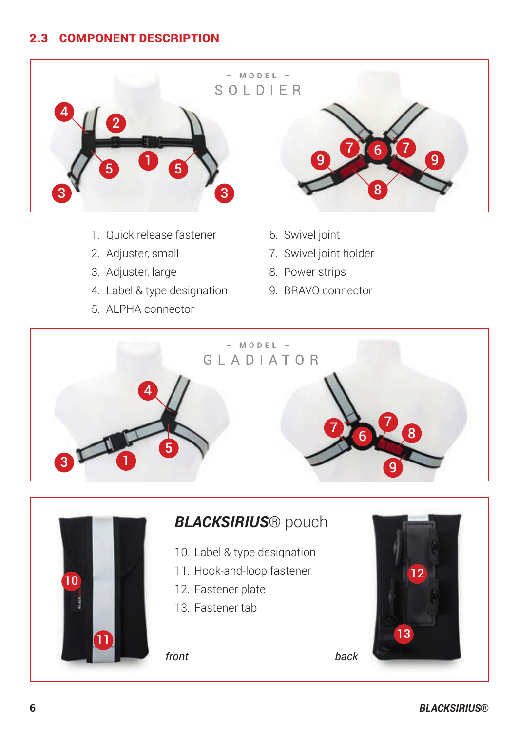## 2.3 COMPONENT DESCRIPTION

– MODEL –
SOLDIER

1. Quick release fastener
2. Adjuster, small
3. Adjuster, large
4. Label & type designation
5. ALPHA connector
6. Swivel joint
7. Swivel joint holder
8. Power strips
9. BRAVO connector

– MODEL –
GLADIATOR

***BLACKSIRIUS*® pouch**

10. Label & type designation
11. Hook-and-loop fastener
12. Fastener plate
13. Fastener tab

*front*

*back*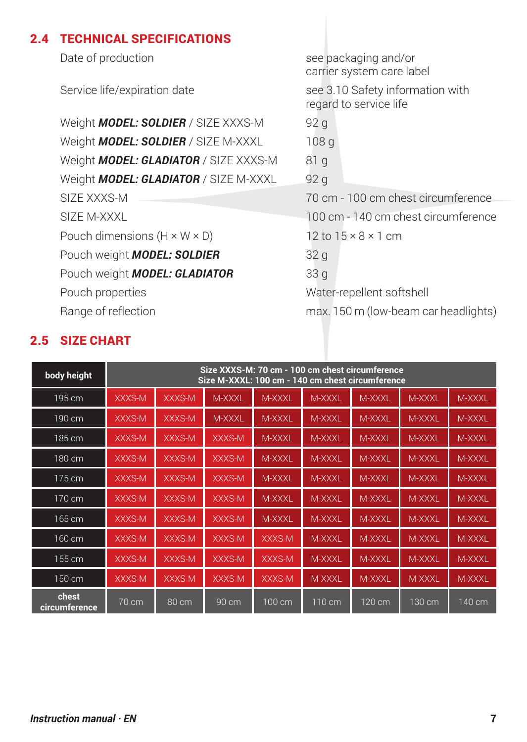## 2.4 TECHNICAL SPECIFICATIONS

| | |
|---|---|
| Date of production | see packaging and/or carrier system care label |
| Service life/expiration date | see 3.10 Safety information with regard to service life |
| Weight ***MODEL: SOLDIER*** / SIZE XXXS-M | 92 g |
| Weight ***MODEL: SOLDIER*** / SIZE M-XXXL | 108 g |
| Weight ***MODEL: GLADIATOR*** / SIZE XXXS-M | 81 g |
| Weight ***MODEL: GLADIATOR*** / SIZE M-XXXL | 92 g |
| SIZE XXXS-M | 70 cm - 100 cm chest circumference |
| SIZE M-XXXL | 100 cm - 140 cm chest circumference |
| Pouch dimensions (H × W × D) | 12 to 15 × 8 × 1 cm |
| Pouch weight ***MODEL: SOLDIER*** | 32 g |
| Pouch weight ***MODEL: GLADIATOR*** | 33 g |
| Pouch properties | Water-repellent softshell |
| Range of reflection | max. 150 m (low-beam car headlights) |

## 2.5 SIZE CHART

| **body height** | **Size XXXS-M: 70 cm - 100 cm chest circumference Size M-XXXL: 100 cm - 140 cm chest circumference** | | | | | | | |
|---|---|---|---|---|---|---|---|---|
| 195 cm | XXXS-M | XXXS-M | M-XXXL | M-XXXL | M-XXXL | M-XXXL | M-XXXL | M-XXXL |
| 190 cm | XXXS-M | XXXS-M | M-XXXL | M-XXXL | M-XXXL | M-XXXL | M-XXXL | M-XXXL |
| 185 cm | XXXS-M | XXXS-M | XXXS-M | M-XXXL | M-XXXL | M-XXXL | M-XXXL | M-XXXL |
| 180 cm | XXXS-M | XXXS-M | XXXS-M | M-XXXL | M-XXXL | M-XXXL | M-XXXL | M-XXXL |
| 175 cm | XXXS-M | XXXS-M | XXXS-M | M-XXXL | M-XXXL | M-XXXL | M-XXXL | M-XXXL |
| 170 cm | XXXS-M | XXXS-M | XXXS-M | M-XXXL | M-XXXL | M-XXXL | M-XXXL | M-XXXL |
| 165 cm | XXXS-M | XXXS-M | XXXS-M | M-XXXL | M-XXXL | M-XXXL | M-XXXL | M-XXXL |
| 160 cm | XXXS-M | XXXS-M | XXXS-M | XXXS-M | M-XXXL | M-XXXL | M-XXXL | M-XXXL |
| 155 cm | XXXS-M | XXXS-M | XXXS-M | XXXS-M | M-XXXL | M-XXXL | M-XXXL | M-XXXL |
| 150 cm | XXXS-M | XXXS-M | XXXS-M | XXXS-M | M-XXXL | M-XXXL | M-XXXL | M-XXXL |
| **chest circumference** | 70 cm | 80 cm | 90 cm | 100 cm | 110 cm | 120 cm | 130 cm | 140 cm |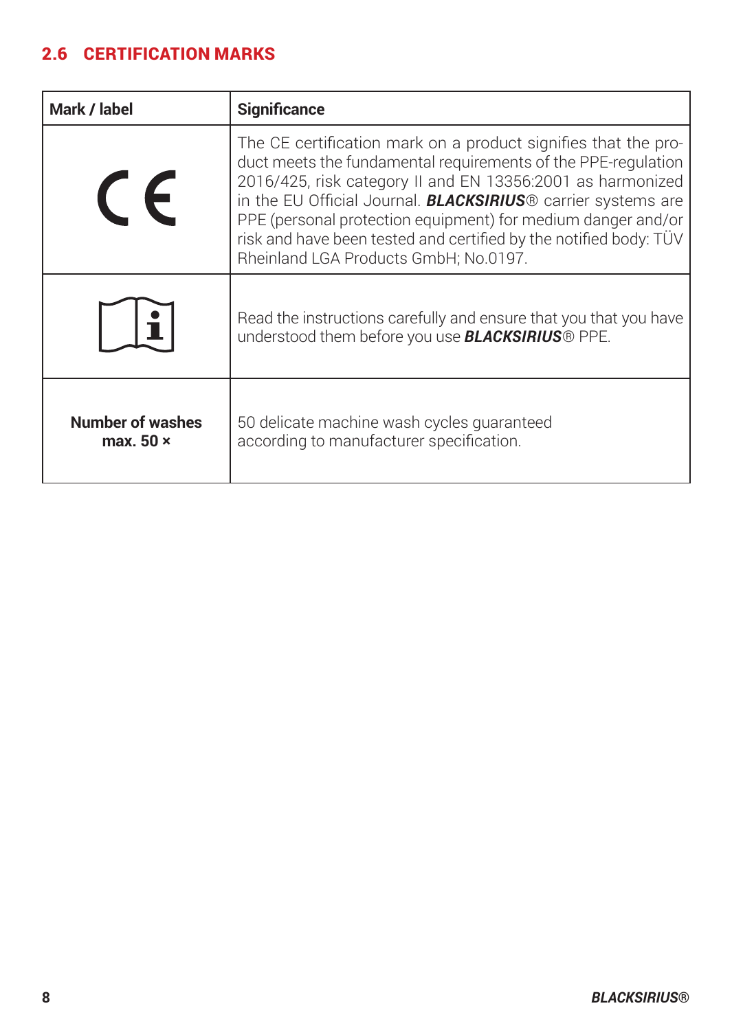## 2.6 CERTIFICATION MARKS

| Mark / label | Significance |
|---|---|
| CE | The CE certification mark on a product signifies that the product meets the fundamental requirements of the PPE-regulation 2016/425, risk category II and EN 13356:2001 as harmonized in the EU Official Journal. ***BLACKSIRIUS***® carrier systems are PPE (personal protection equipment) for medium danger and/or risk and have been tested and certified by the notified body: TÜV Rheinland LGA Products GmbH; No.0197. |
| | Read the instructions carefully and ensure that you that you have understood them before you use ***BLACKSIRIUS***® PPE. |
| **Number of washes max. 50 ×** | 50 delicate machine wash cycles guaranteed according to manufacturer specification. |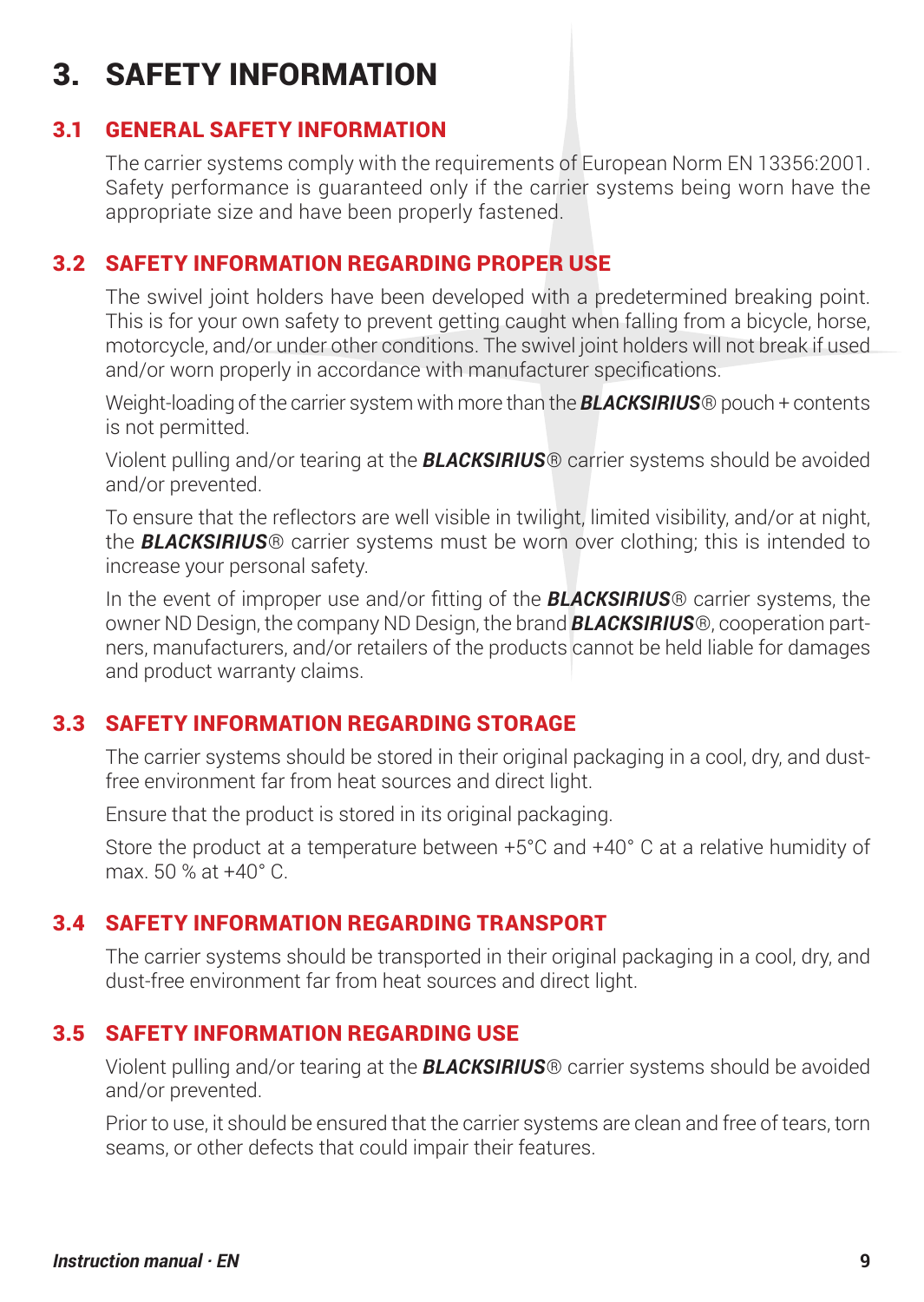# 3. SAFETY INFORMATION

## 3.1 GENERAL SAFETY INFORMATION

The carrier systems comply with the requirements of European Norm EN 13356:2001. Safety performance is guaranteed only if the carrier systems being worn have the appropriate size and have been properly fastened.

## 3.2 SAFETY INFORMATION REGARDING PROPER USE

The swivel joint holders have been developed with a predetermined breaking point. This is for your own safety to prevent getting caught when falling from a bicycle, horse, motorcycle, and/or under other conditions. The swivel joint holders will not break if used and/or worn properly in accordance with manufacturer specifications.

Weight-loading of the carrier system with more than the ***BLACKSIRIUS***® pouch + contents is not permitted.

Violent pulling and/or tearing at the ***BLACKSIRIUS***® carrier systems should be avoided and/or prevented.

To ensure that the reflectors are well visible in twilight, limited visibility, and/or at night, the ***BLACKSIRIUS***® carrier systems must be worn over clothing; this is intended to increase your personal safety.

In the event of improper use and/or fitting of the ***BLACKSIRIUS***® carrier systems, the owner ND Design, the company ND Design, the brand ***BLACKSIRIUS***®, cooperation partners, manufacturers, and/or retailers of the products cannot be held liable for damages and product warranty claims.

## 3.3 SAFETY INFORMATION REGARDING STORAGE

The carrier systems should be stored in their original packaging in a cool, dry, and dust-free environment far from heat sources and direct light.

Ensure that the product is stored in its original packaging.

Store the product at a temperature between +5°C and +40° C at a relative humidity of max. 50 % at +40° C.

## 3.4 SAFETY INFORMATION REGARDING TRANSPORT

The carrier systems should be transported in their original packaging in a cool, dry, and dust-free environment far from heat sources and direct light.

## 3.5 SAFETY INFORMATION REGARDING USE

Violent pulling and/or tearing at the ***BLACKSIRIUS***® carrier systems should be avoided and/or prevented.

Prior to use, it should be ensured that the carrier systems are clean and free of tears, torn seams, or other defects that could impair their features.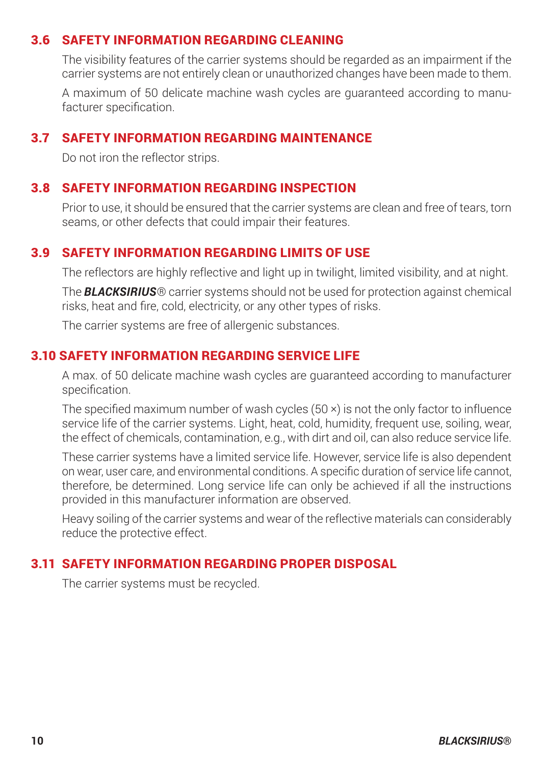### 3.6 SAFETY INFORMATION REGARDING CLEANING

The visibility features of the carrier systems should be regarded as an impairment if the carrier systems are not entirely clean or unauthorized changes have been made to them.

A maximum of 50 delicate machine wash cycles are guaranteed according to manufacturer specification.

### 3.7 SAFETY INFORMATION REGARDING MAINTENANCE

Do not iron the reflector strips.

### 3.8 SAFETY INFORMATION REGARDING INSPECTION

Prior to use, it should be ensured that the carrier systems are clean and free of tears, torn seams, or other defects that could impair their features.

### 3.9 SAFETY INFORMATION REGARDING LIMITS OF USE

The reflectors are highly reflective and light up in twilight, limited visibility, and at night.

The ***BLACKSIRIUS***® carrier systems should not be used for protection against chemical risks, heat and fire, cold, electricity, or any other types of risks.

The carrier systems are free of allergenic substances.

### 3.10 SAFETY INFORMATION REGARDING SERVICE LIFE

A max. of 50 delicate machine wash cycles are guaranteed according to manufacturer specification.

The specified maximum number of wash cycles (50 ×) is not the only factor to influence service life of the carrier systems. Light, heat, cold, humidity, frequent use, soiling, wear, the effect of chemicals, contamination, e.g., with dirt and oil, can also reduce service life.

These carrier systems have a limited service life. However, service life is also dependent on wear, user care, and environmental conditions. A specific duration of service life cannot, therefore, be determined. Long service life can only be achieved if all the instructions provided in this manufacturer information are observed.

Heavy soiling of the carrier systems and wear of the reflective materials can considerably reduce the protective effect.

### 3.11 SAFETY INFORMATION REGARDING PROPER DISPOSAL

The carrier systems must be recycled.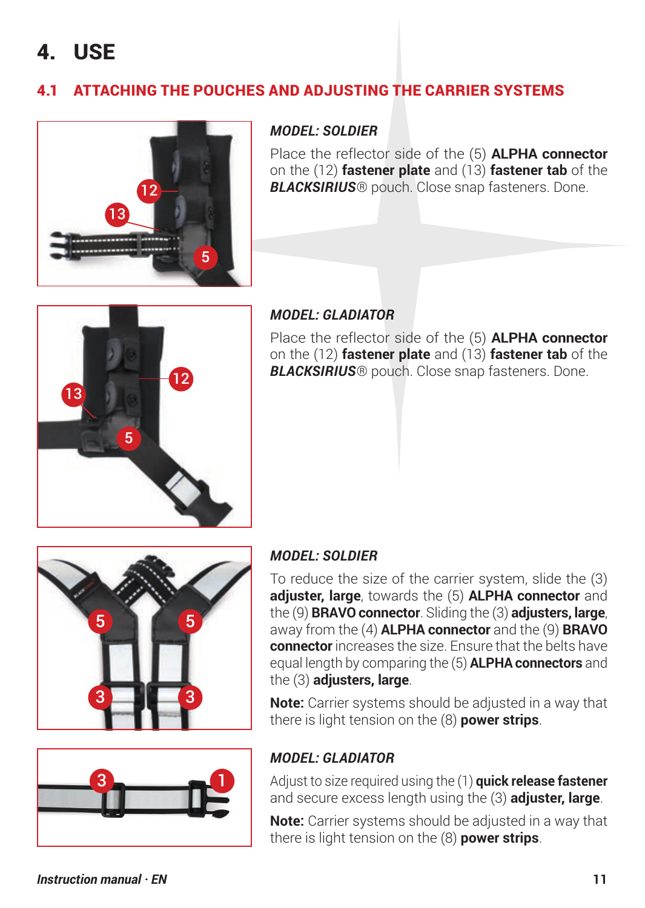# 4. USE

## 4.1 ATTACHING THE POUCHES AND ADJUSTING THE CARRIER SYSTEMS

### *MODEL: SOLDIER*

Place the reflector side of the (5) **ALPHA connector** on the (12) **fastener plate** and (13) **fastener tab** of the ***BLACKSIRIUS***® pouch. Close snap fasteners. Done.

### *MODEL: GLADIATOR*

Place the reflector side of the (5) **ALPHA connector** on the (12) **fastener plate** and (13) **fastener tab** of the ***BLACKSIRIUS***® pouch. Close snap fasteners. Done.

### *MODEL: SOLDIER*

To reduce the size of the carrier system, slide the (3) **adjuster, large**, towards the (5) **ALPHA connector** and the (9) **BRAVO connector**. Sliding the (3) **adjusters, large**, away from the (4) **ALPHA connector** and the (9) **BRAVO connector** increases the size. Ensure that the belts have equal length by comparing the (5) **ALPHA connectors** and the (3) **adjusters, large**.

**Note:** Carrier systems should be adjusted in a way that there is light tension on the (8) **power strips**.

### *MODEL: GLADIATOR*

Adjust to size required using the (1) **quick release fastener** and secure excess length using the (3) **adjuster, large**.

**Note:** Carrier systems should be adjusted in a way that there is light tension on the (8) **power strips**.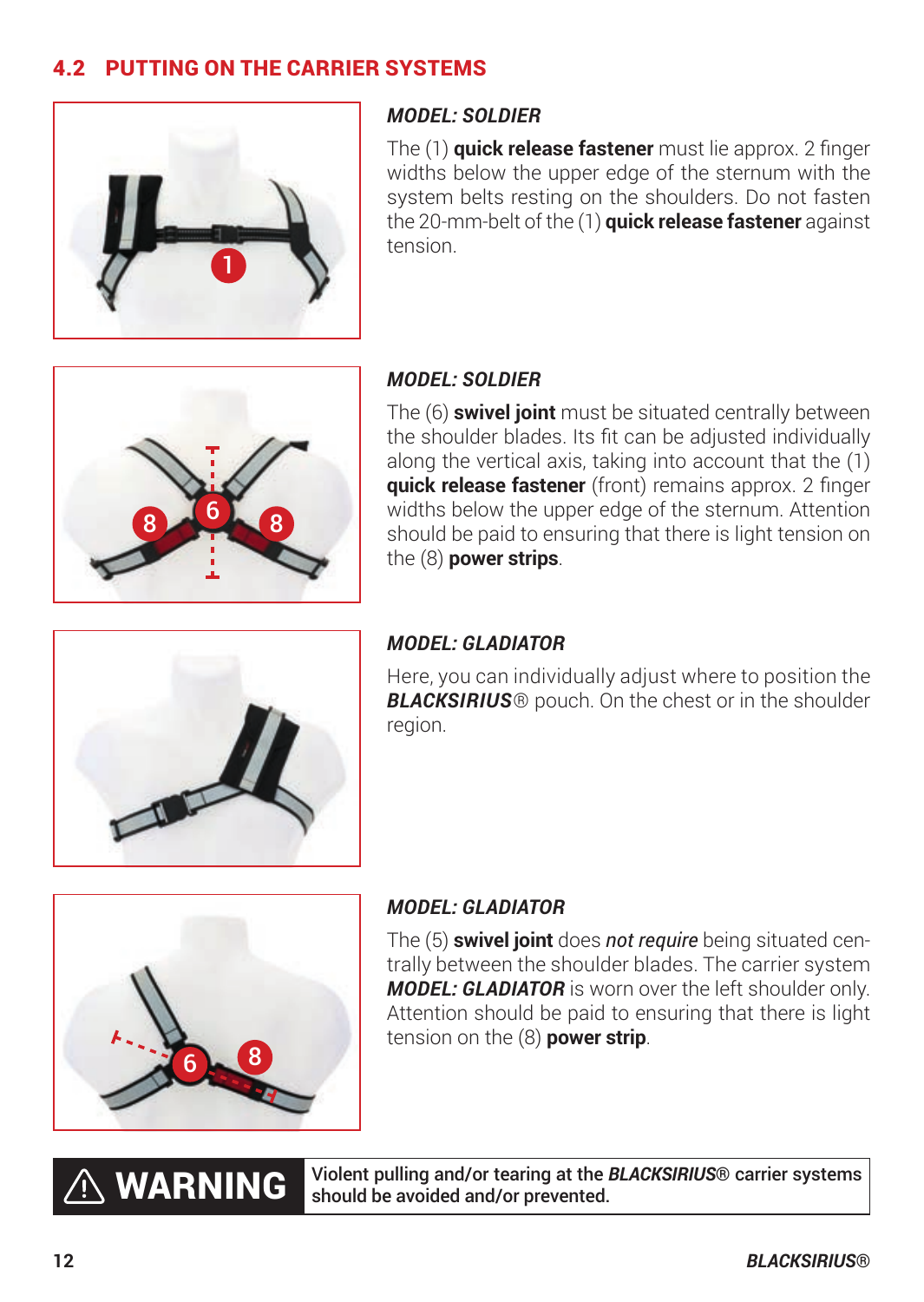## 4.2 PUTTING ON THE CARRIER SYSTEMS

***MODEL: SOLDIER***

The (1) **quick release fastener** must lie approx. 2 finger widths below the upper edge of the sternum with the system belts resting on the shoulders. Do not fasten the 20-mm-belt of the (1) **quick release fastener** against tension.

***MODEL: SOLDIER***

The (6) **swivel joint** must be situated centrally between the shoulder blades. Its fit can be adjusted individually along the vertical axis, taking into account that the (1) **quick release fastener** (front) remains approx. 2 finger widths below the upper edge of the sternum. Attention should be paid to ensuring that there is light tension on the (8) **power strips**.

***MODEL: GLADIATOR***

Here, you can individually adjust where to position the ***BLACKSIRIUS***® pouch. On the chest or in the shoulder region.

***MODEL: GLADIATOR***

The (5) **swivel joint** does ***not require*** being situated centrally between the shoulder blades. The carrier system ***MODEL: GLADIATOR*** is worn over the left shoulder only. Attention should be paid to ensuring that there is light tension on the (8) **power strip**.

**⚠ WARNING** **Violent pulling and/or tearing at the *BLACKSIRIUS*® carrier systems should be avoided and/or prevented.**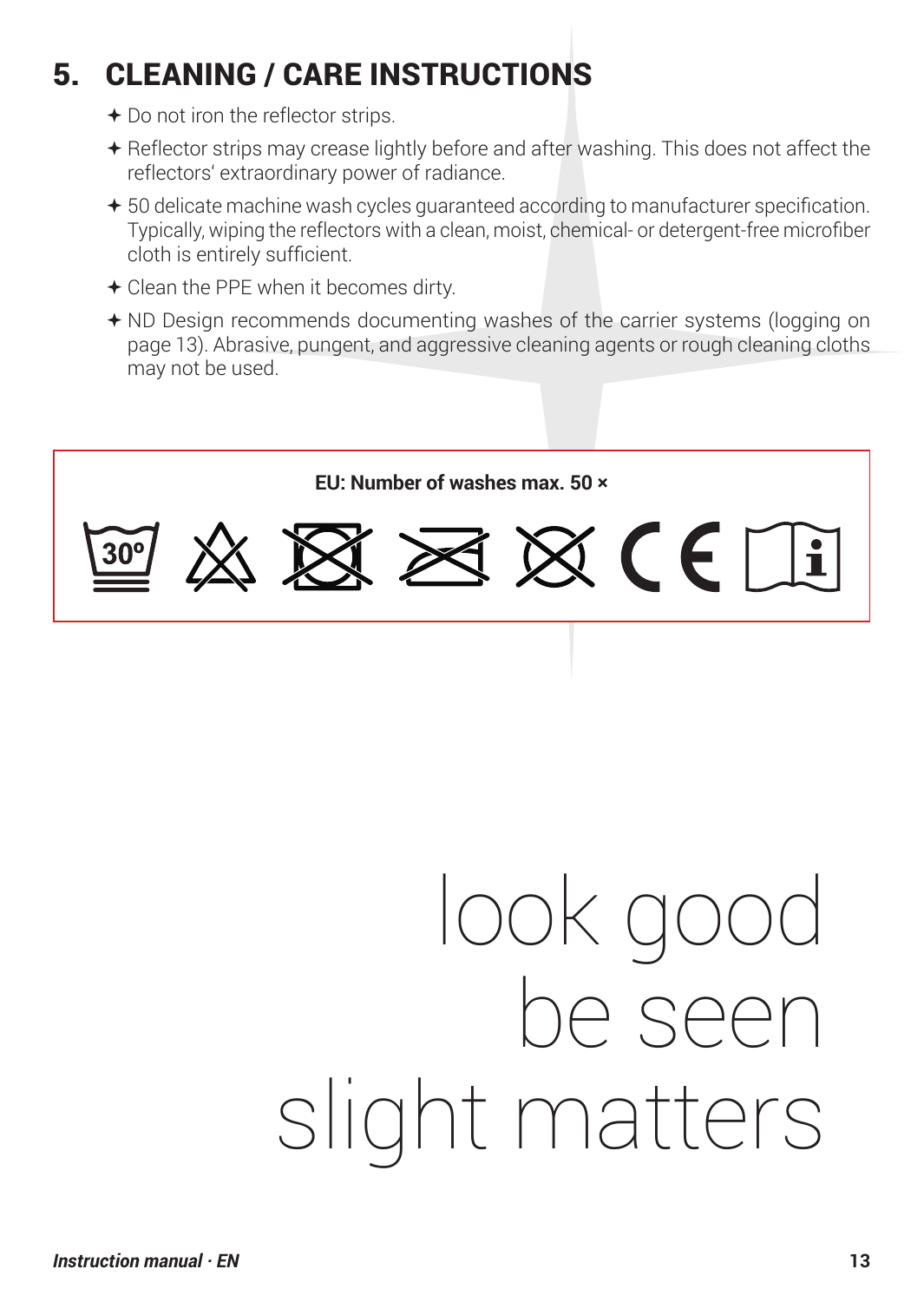# 5. CLEANING / CARE INSTRUCTIONS

- Do not iron the reflector strips.
- Reflector strips may crease lightly before and after washing. This does not affect the reflectors' extraordinary power of radiance.
- 50 delicate machine wash cycles guaranteed according to manufacturer specification. Typically, wiping the reflectors with a clean, moist, chemical- or detergent-free microfiber cloth is entirely sufficient.
- Clean the PPE when it becomes dirty.
- ND Design recommends documenting washes of the carrier systems (logging on page 13). Abrasive, pungent, and aggressive cleaning agents or rough cleaning cloths may not be used.

**EU: Number of washes max. 50 ×**

30°

look good
be seen
slight matters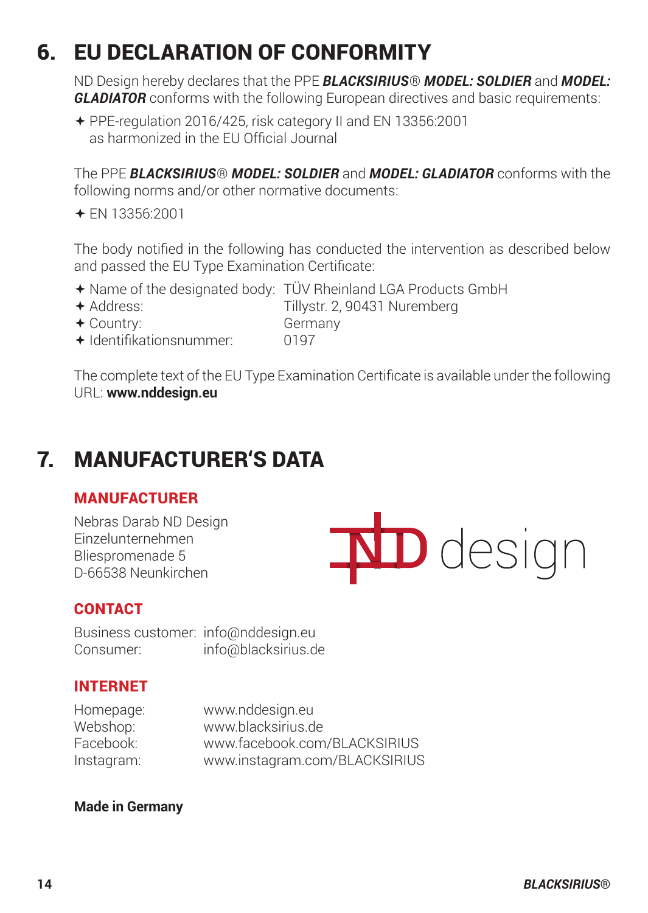# 6. EU DECLARATION OF CONFORMITY

ND Design hereby declares that the PPE ***BLACKSIRIUS***® ***MODEL: SOLDIER*** and ***MODEL: GLADIATOR*** conforms with the following European directives and basic requirements:

- PPE-regulation 2016/425, risk category II and EN 13356:2001 as harmonized in the EU Official Journal

The PPE ***BLACKSIRIUS***® ***MODEL: SOLDIER*** and ***MODEL: GLADIATOR*** conforms with the following norms and/or other normative documents:

- EN 13356:2001

The body notified in the following has conducted the intervention as described below and passed the EU Type Examination Certificate:

- Name of the designated body: TÜV Rheinland LGA Products GmbH
- Address: Tillystr. 2, 90431 Nuremberg
- Country: Germany
- Identifikationsnummer: 0197

The complete text of the EU Type Examination Certificate is available under the following URL: **www.nddesign.eu**

# 7. MANUFACTURER'S DATA

### MANUFACTURER

Nebras Darab ND Design
Einzelunternehmen
Bliespromenade 5
D-66538 Neunkirchen

ND design

### CONTACT

| | |
|---|---|
| Business customer: | info@nddesign.eu |
| Consumer: | info@blacksirius.de |

### INTERNET

| | |
|---|---|
| Homepage: | www.nddesign.eu |
| Webshop: | www.blacksirius.de |
| Facebook: | www.facebook.com/BLACKSIRIUS |
| Instagram: | www.instagram.com/BLACKSIRIUS |

**Made in Germany**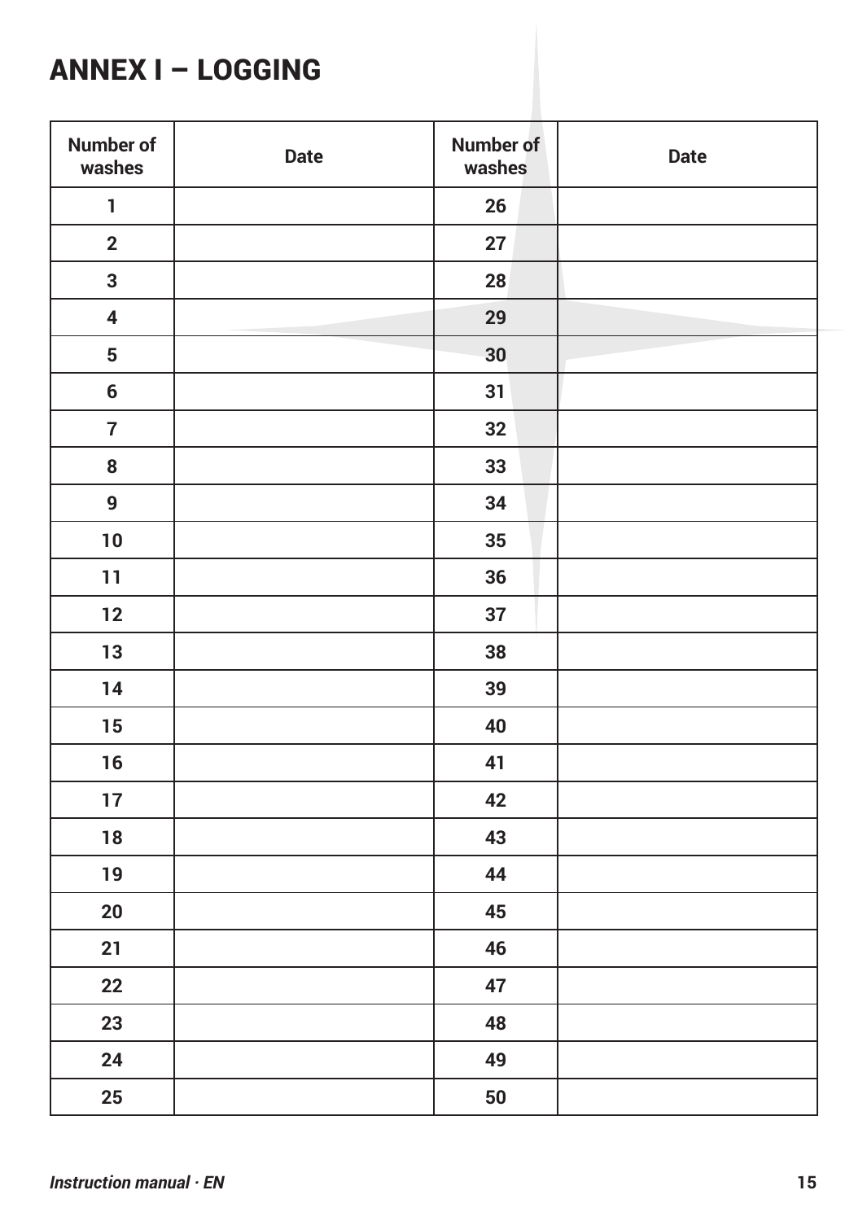# ANNEX I – LOGGING

| Number of washes | Date | Number of washes | Date |
| --- | --- | --- | --- |
| 1 | | 26 | |
| 2 | | 27 | |
| 3 | | 28 | |
| 4 | | 29 | |
| 5 | | 30 | |
| 6 | | 31 | |
| 7 | | 32 | |
| 8 | | 33 | |
| 9 | | 34 | |
| 10 | | 35 | |
| 11 | | 36 | |
| 12 | | 37 | |
| 13 | | 38 | |
| 14 | | 39 | |
| 15 | | 40 | |
| 16 | | 41 | |
| 17 | | 42 | |
| 18 | | 43 | |
| 19 | | 44 | |
| 20 | | 45 | |
| 21 | | 46 | |
| 22 | | 47 | |
| 23 | | 48 | |
| 24 | | 49 | |
| 25 | | 50 | |